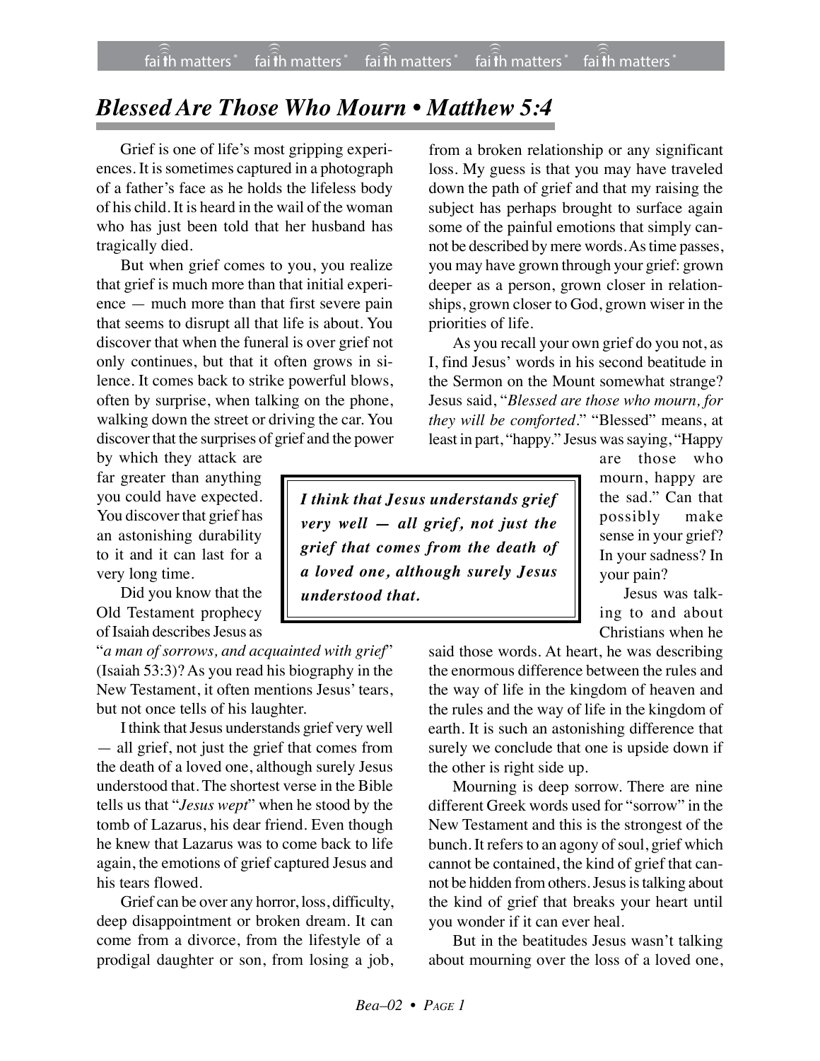# *Blessed Are Those Who Mourn • Matthew 5:4*

Grief is one of life's most gripping experiences. It is sometimes captured in a photograph of a father's face as he holds the lifeless body of his child. It is heard in the wail of the woman who has just been told that her husband has tragically died.

But when grief comes to you, you realize that grief is much more than that initial experience — much more than that first severe pain that seems to disrupt all that life is about. You discover that when the funeral is over grief not only continues, but that it often grows in silence. It comes back to strike powerful blows, often by surprise, when talking on the phone, walking down the street or driving the car. You discover that the surprises of grief and the power by which they attack are far greater than anything you could have expected. You discover that grief has an astonishing durability to it and it can last for a very long time.

Did you know that the Old Testament prophecy of Isaiah describes Jesus as "*a man of sorrows, and acquainted with grief*" (Isaiah 53:3)? As you read his biography in the New Testament, it often mentions Jesus' tears, but not once tells of his laughter.

I think that Jesus understands grief very well — all grief, not just the grief that comes from the death of a loved one, although surely Jesus understood that. The shortest verse in the Bible tells us that "*Jesus wept*" when he stood by the tomb of Lazarus, his dear friend. Even though he knew that Lazarus was to come back to life again, the emotions of grief captured Jesus and his tears flowed.

Grief can be over any horror, loss, difficulty, deep disappointment or broken dream. It can come from a divorce, from the lifestyle of a prodigal daughter or son, from losing a job, from a broken relationship or any significant loss. My guess is that you may have traveled down the path of grief and that my raising the subject has perhaps brought to surface again some of the painful emotions that simply cannot be described by mere words. As time passes, you may have grown through your grief: grown deeper as a person, grown closer in relationships, grown closer to God, grown wiser in the priorities of life.

As you recall your own grief do you not, as I, find Jesus' words in his second beatitude in the Sermon on the Mount somewhat strange? Jesus said, "*Blessed are those who mourn, for they will be comforted.*" "Blessed" means, at least in part, "happy." Jesus was saying, "Happy are those who mourn, happy are the sad." Can that possibly make sense in your grief? In your sadness? In your pain?

> ***I think that Jesus understands grief very well — all grief, not just the grief that comes from the death of a loved one, although surely Jesus understood that.***

Jesus was talking to and about Christians when he said those words. At heart, he was describing the enormous difference between the rules and the way of life in the kingdom of heaven and the rules and the way of life in the kingdom of earth. It is such an astonishing difference that surely we conclude that one is upside down if the other is right side up.

Mourning is deep sorrow. There are nine different Greek words used for "sorrow" in the New Testament and this is the strongest of the bunch. It refers to an agony of soul, grief which cannot be contained, the kind of grief that cannot be hidden from others. Jesus is talking about the kind of grief that breaks your heart until you wonder if it can ever heal.

But in the beatitudes Jesus wasn't talking about mourning over the loss of a loved one,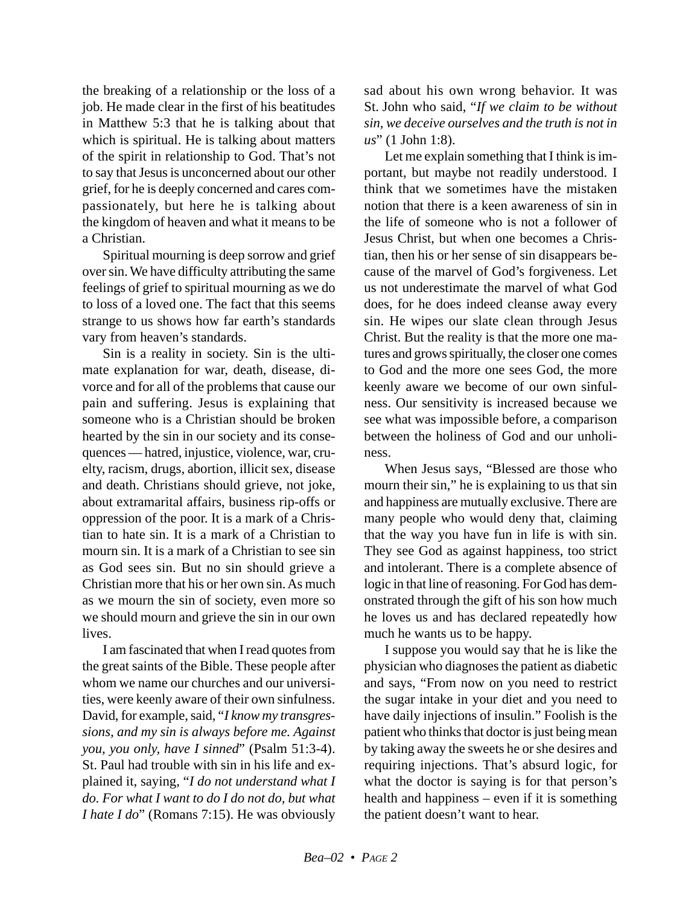the breaking of a relationship or the loss of a job. He made clear in the first of his beatitudes in Matthew 5:3 that he is talking about that which is spiritual. He is talking about matters of the spirit in relationship to God. That's not to say that Jesus is unconcerned about our other grief, for he is deeply concerned and cares compassionately, but here he is talking about the kingdom of heaven and what it means to be a Christian.

Spiritual mourning is deep sorrow and grief over sin. We have difficulty attributing the same feelings of grief to spiritual mourning as we do to loss of a loved one. The fact that this seems strange to us shows how far earth's standards vary from heaven's standards.

Sin is a reality in society. Sin is the ultimate explanation for war, death, disease, divorce and for all of the problems that cause our pain and suffering. Jesus is explaining that someone who is a Christian should be broken hearted by the sin in our society and its consequences — hatred, injustice, violence, war, cruelty, racism, drugs, abortion, illicit sex, disease and death. Christians should grieve, not joke, about extramarital affairs, business rip-offs or oppression of the poor. It is a mark of a Christian to hate sin. It is a mark of a Christian to mourn sin. It is a mark of a Christian to see sin as God sees sin. But no sin should grieve a Christian more that his or her own sin. As much as we mourn the sin of society, even more so we should mourn and grieve the sin in our own lives.

I am fascinated that when I read quotes from the great saints of the Bible. These people after whom we name our churches and our universities, were keenly aware of their own sinfulness. David, for example, said, "*I know my transgressions, and my sin is always before me. Against you, you only, have I sinned*" (Psalm 51:3-4). St. Paul had trouble with sin in his life and explained it, saying, "*I do not understand what I do. For what I want to do I do not do, but what I hate I do*" (Romans 7:15). He was obviously sad about his own wrong behavior. It was St. John who said, "*If we claim to be without sin, we deceive ourselves and the truth is not in us*" (1 John 1:8).

Let me explain something that I think is important, but maybe not readily understood. I think that we sometimes have the mistaken notion that there is a keen awareness of sin in the life of someone who is not a follower of Jesus Christ, but when one becomes a Christian, then his or her sense of sin disappears because of the marvel of God's forgiveness. Let us not underestimate the marvel of what God does, for he does indeed cleanse away every sin. He wipes our slate clean through Jesus Christ. But the reality is that the more one matures and grows spiritually, the closer one comes to God and the more one sees God, the more keenly aware we become of our own sinfulness. Our sensitivity is increased because we see what was impossible before, a comparison between the holiness of God and our unholiness.

When Jesus says, "Blessed are those who mourn their sin," he is explaining to us that sin and happiness are mutually exclusive. There are many people who would deny that, claiming that the way you have fun in life is with sin. They see God as against happiness, too strict and intolerant. There is a complete absence of logic in that line of reasoning. For God has demonstrated through the gift of his son how much he loves us and has declared repeatedly how much he wants us to be happy.

I suppose you would say that he is like the physician who diagnoses the patient as diabetic and says, "From now on you need to restrict the sugar intake in your diet and you need to have daily injections of insulin." Foolish is the patient who thinks that doctor is just being mean by taking away the sweets he or she desires and requiring injections. That's absurd logic, for what the doctor is saying is for that person's health and happiness – even if it is something the patient doesn't want to hear.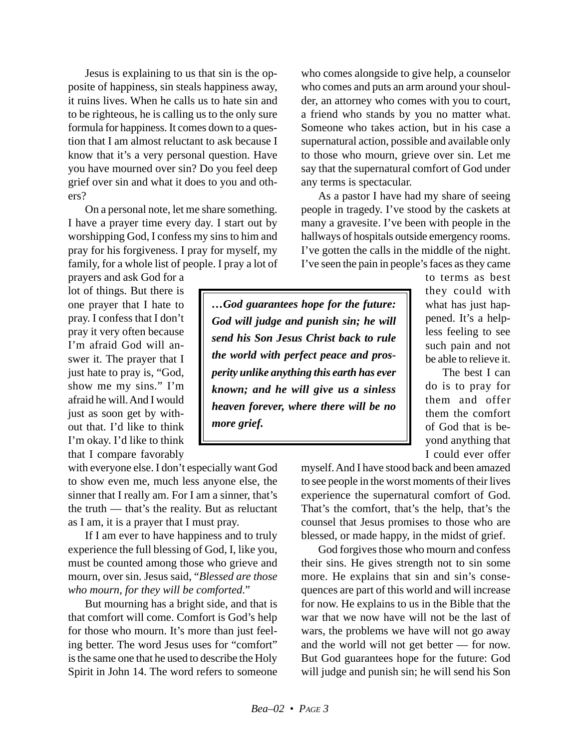Jesus is explaining to us that sin is the opposite of happiness, sin steals happiness away, it ruins lives. When he calls us to hate sin and to be righteous, he is calling us to the only sure formula for happiness. It comes down to a question that I am almost reluctant to ask because I know that it's a very personal question. Have you have mourned over sin? Do you feel deep grief over sin and what it does to you and others?

On a personal note, let me share something. I have a prayer time every day. I start out by worshipping God, I confess my sins to him and pray for his forgiveness. I pray for myself, my family, for a whole list of people. I pray a lot of prayers and ask God for a lot of things. But there is one prayer that I hate to pray. I confess that I don't pray it very often because I'm afraid God will answer it. The prayer that I just hate to pray is, "God, show me my sins." I'm afraid he will. And I would just as soon get by without that. I'd like to think I'm okay. I'd like to think that I compare favorably with everyone else. I don't especially want God to show even me, much less anyone else, the sinner that I really am. For I am a sinner, that's the truth — that's the reality. But as reluctant as I am, it is a prayer that I must pray.

If I am ever to have happiness and to truly experience the full blessing of God, I, like you, must be counted among those who grieve and mourn, over sin. Jesus said, "*Blessed are those who mourn, for they will be comforted*."

But mourning has a bright side, and that is that comfort will come. Comfort is God's help for those who mourn. It's more than just feeling better. The word Jesus uses for "comfort" is the same one that he used to describe the Holy Spirit in John 14. The word refers to someone who comes alongside to give help, a counselor who comes and puts an arm around your shoulder, an attorney who comes with you to court, a friend who stands by you no matter what. Someone who takes action, but in his case a supernatural action, possible and available only to those who mourn, grieve over sin. Let me say that the supernatural comfort of God under any terms is spectacular.

As a pastor I have had my share of seeing people in tragedy. I've stood by the caskets at many a gravesite. I've been with people in the hallways of hospitals outside emergency rooms. I've gotten the calls in the middle of the night. I've seen the pain in people's faces as they came to terms as best they could with what has just happened. It's a helpless feeling to see such pain and not be able to relieve it.

> ***…God guarantees hope for the future: God will judge and punish sin; he will send his Son Jesus Christ back to rule the world with perfect peace and prosperity unlike anything this earth has ever known; and he will give us a sinless heaven forever, where there will be no more grief.***

The best I can do is to pray for them and offer them the comfort of God that is beyond anything that I could ever offer myself. And I have stood back and been amazed to see people in the worst moments of their lives experience the supernatural comfort of God. That's the comfort, that's the help, that's the counsel that Jesus promises to those who are blessed, or made happy, in the midst of grief.

God forgives those who mourn and confess their sins. He gives strength not to sin some more. He explains that sin and sin's consequences are part of this world and will increase for now. He explains to us in the Bible that the war that we now have will not be the last of wars, the problems we have will not go away and the world will not get better — for now. But God guarantees hope for the future: God will judge and punish sin; he will send his Son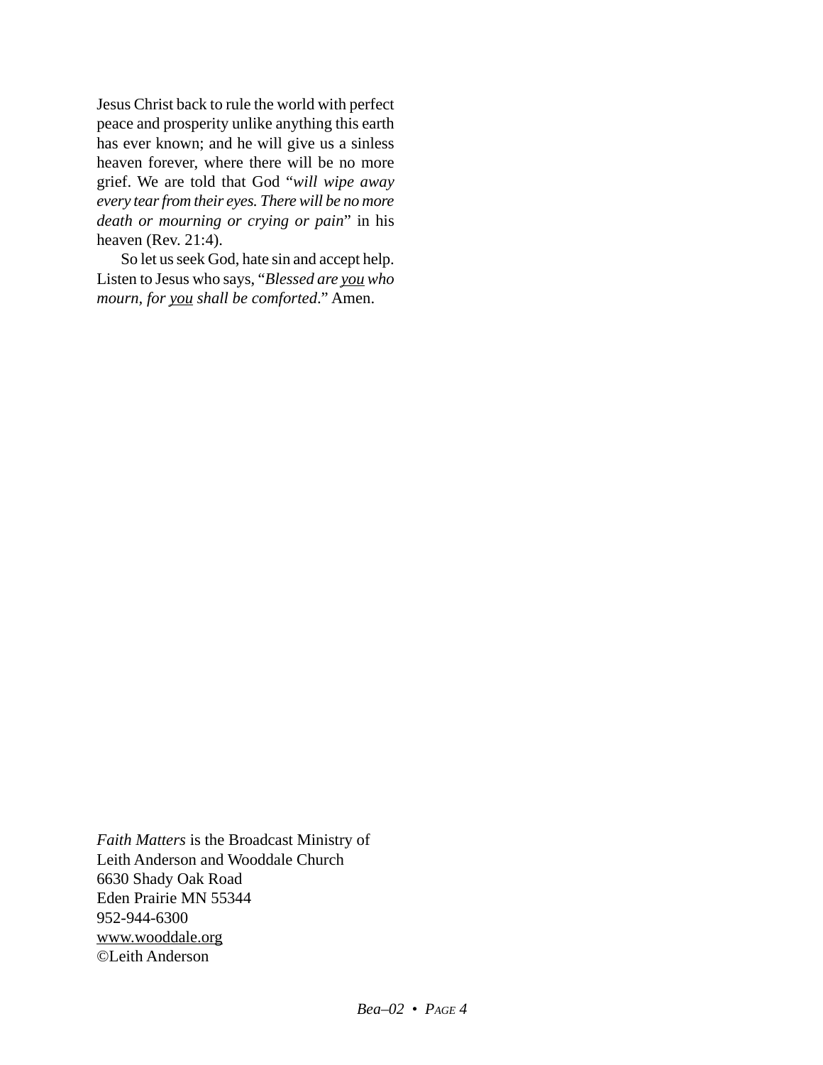Jesus Christ back to rule the world with perfect peace and prosperity unlike anything this earth has ever known; and he will give us a sinless heaven forever, where there will be no more grief. We are told that God "*will wipe away every tear from their eyes. There will be no more death or mourning or crying or pain*" in his heaven (Rev. 21:4).

So let us seek God, hate sin and accept help. Listen to Jesus who says, "*Blessed are <u>you</u> who mourn, for <u>you</u> shall be comforted*." Amen.

*Faith Matters* is the Broadcast Ministry of
Leith Anderson and Wooddale Church
6630 Shady Oak Road
Eden Prairie MN 55344
952-944-6300
www.wooddale.org
©Leith Anderson